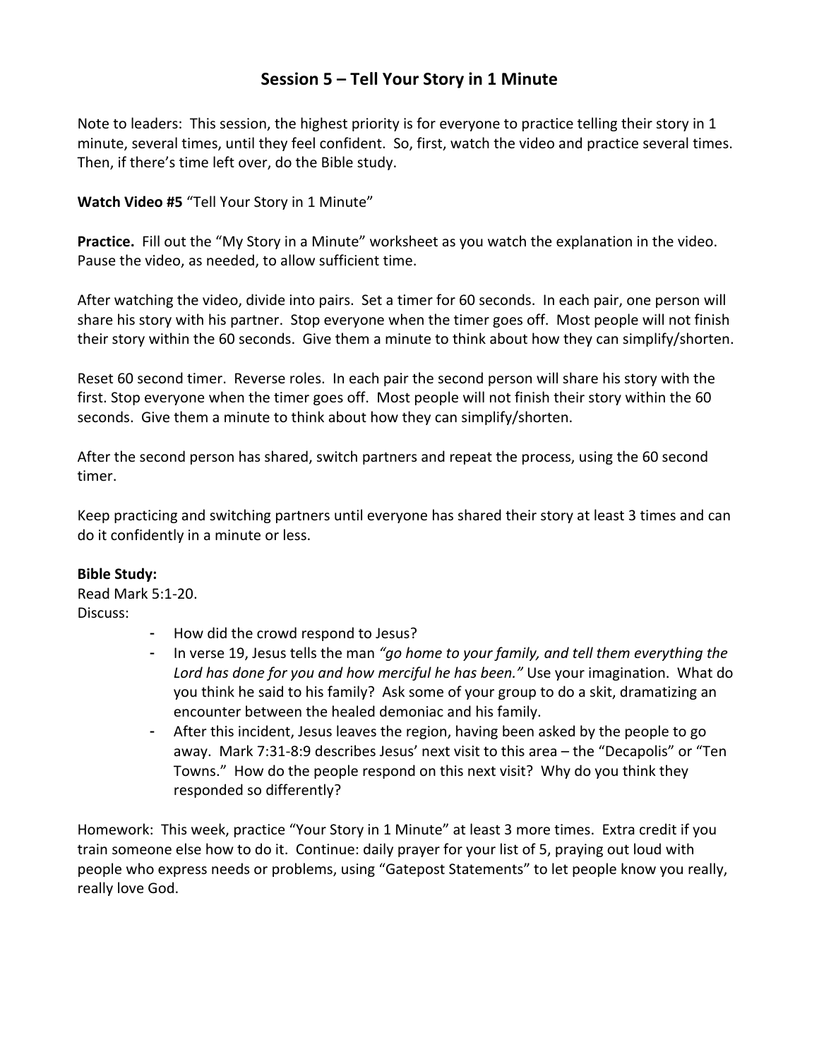# Session 5 – Tell Your Story in 1 Minute

Note to leaders: This session, the highest priority is for everyone to practice telling their story in 1 minute, several times, until they feel confident. So, first, watch the video and practice several times. Then, if there's time left over, do the Bible study.

**Watch Video #5** "Tell Your Story in 1 Minute"

**Practice.** Fill out the "My Story in a Minute" worksheet as you watch the explanation in the video. Pause the video, as needed, to allow sufficient time.

After watching the video, divide into pairs. Set a timer for 60 seconds. In each pair, one person will share his story with his partner. Stop everyone when the timer goes off. Most people will not finish their story within the 60 seconds. Give them a minute to think about how they can simplify/shorten.

Reset 60 second timer. Reverse roles. In each pair the second person will share his story with the first. Stop everyone when the timer goes off. Most people will not finish their story within the 60 seconds. Give them a minute to think about how they can simplify/shorten.

After the second person has shared, switch partners and repeat the process, using the 60 second timer.

Keep practicing and switching partners until everyone has shared their story at least 3 times and can do it confidently in a minute or less.

**Bible Study:**
Read Mark 5:1-20.
Discuss:

- How did the crowd respond to Jesus?
- In verse 19, Jesus tells the man *"go home to your family, and tell them everything the Lord has done for you and how merciful he has been."* Use your imagination. What do you think he said to his family? Ask some of your group to do a skit, dramatizing an encounter between the healed demoniac and his family.
- After this incident, Jesus leaves the region, having been asked by the people to go away. Mark 7:31-8:9 describes Jesus' next visit to this area – the "Decapolis" or "Ten Towns." How do the people respond on this next visit? Why do you think they responded so differently?

Homework: This week, practice "Your Story in 1 Minute" at least 3 more times. Extra credit if you train someone else how to do it. Continue: daily prayer for your list of 5, praying out loud with people who express needs or problems, using "Gatepost Statements" to let people know you really, really love God.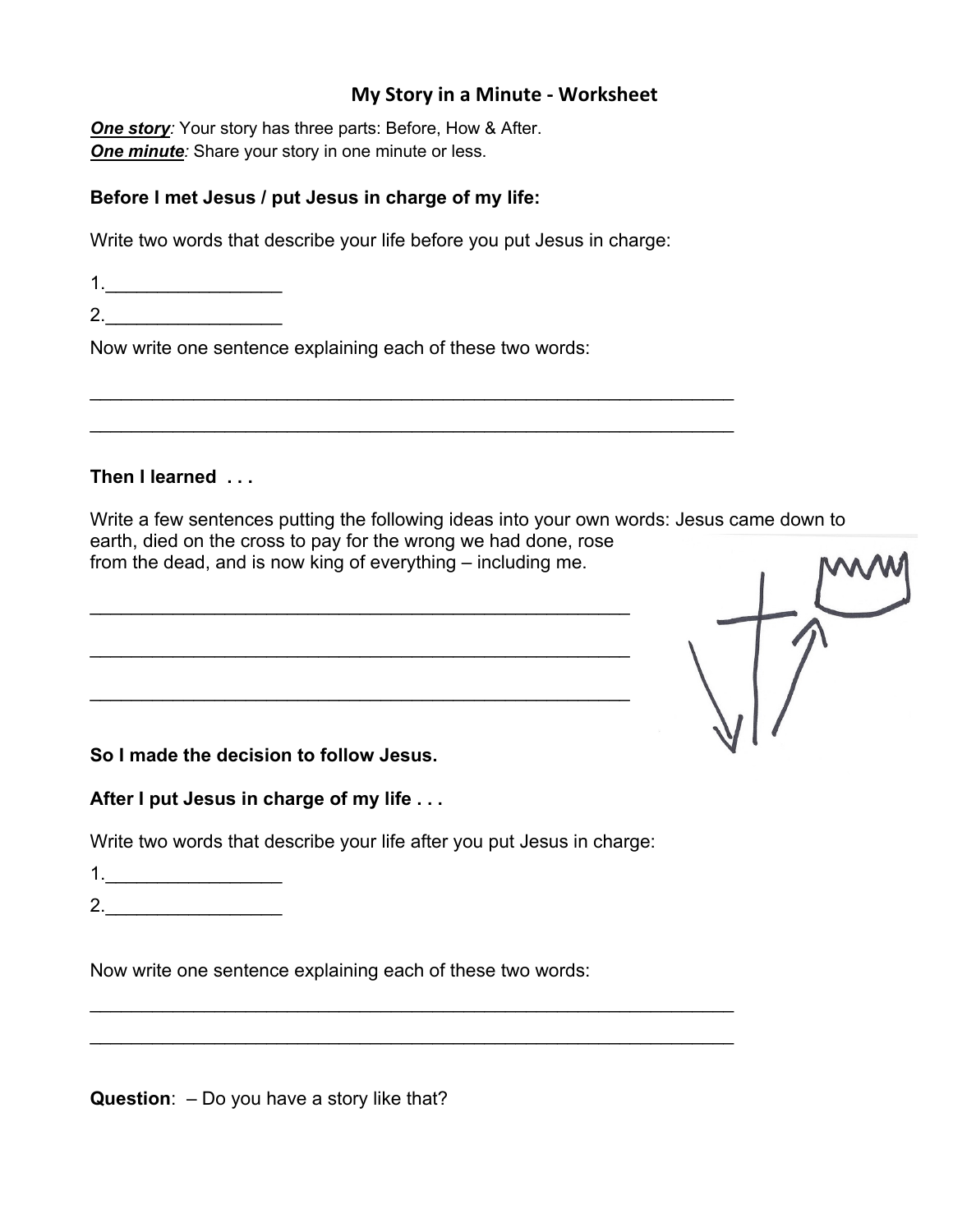# My Story in a Minute - Worksheet

***One story**:* Your story has three parts: Before, How & After.
***One minute**:* Share your story in one minute or less.

**Before I met Jesus / put Jesus in charge of my life:**

Write two words that describe your life before you put Jesus in charge:

1.\_\_\_\_\_\_\_\_\_\_\_\_\_\_\_\_\_

2.\_\_\_\_\_\_\_\_\_\_\_\_\_\_\_\_\_

Now write one sentence explaining each of these two words:

\_\_\_\_\_\_\_\_\_\_\_\_\_\_\_\_\_\_\_\_\_\_\_\_\_\_\_\_\_\_\_\_\_\_\_\_\_\_\_\_\_\_\_\_\_\_\_\_\_\_\_\_\_\_\_\_\_\_\_\_\_\_\_\_

\_\_\_\_\_\_\_\_\_\_\_\_\_\_\_\_\_\_\_\_\_\_\_\_\_\_\_\_\_\_\_\_\_\_\_\_\_\_\_\_\_\_\_\_\_\_\_\_\_\_\_\_\_\_\_\_\_\_\_\_\_\_\_\_

**Then I learned . . .**

Write a few sentences putting the following ideas into your own words: Jesus came down to earth, died on the cross to pay for the wrong we had done, rose from the dead, and is now king of everything – including me.

\_\_\_\_\_\_\_\_\_\_\_\_\_\_\_\_\_\_\_\_\_\_\_\_\_\_\_\_\_\_\_\_\_\_\_\_\_\_\_\_\_\_\_\_\_\_\_\_\_\_\_\_\_

\_\_\_\_\_\_\_\_\_\_\_\_\_\_\_\_\_\_\_\_\_\_\_\_\_\_\_\_\_\_\_\_\_\_\_\_\_\_\_\_\_\_\_\_\_\_\_\_\_\_\_\_\_

\_\_\_\_\_\_\_\_\_\_\_\_\_\_\_\_\_\_\_\_\_\_\_\_\_\_\_\_\_\_\_\_\_\_\_\_\_\_\_\_\_\_\_\_\_\_\_\_\_\_\_\_\_

**So I made the decision to follow Jesus.**

**After I put Jesus in charge of my life . . .**

Write two words that describe your life after you put Jesus in charge:

1.\_\_\_\_\_\_\_\_\_\_\_\_\_\_\_\_\_

2.\_\_\_\_\_\_\_\_\_\_\_\_\_\_\_\_\_

Now write one sentence explaining each of these two words:

\_\_\_\_\_\_\_\_\_\_\_\_\_\_\_\_\_\_\_\_\_\_\_\_\_\_\_\_\_\_\_\_\_\_\_\_\_\_\_\_\_\_\_\_\_\_\_\_\_\_\_\_\_\_\_\_\_\_\_\_\_\_\_\_

\_\_\_\_\_\_\_\_\_\_\_\_\_\_\_\_\_\_\_\_\_\_\_\_\_\_\_\_\_\_\_\_\_\_\_\_\_\_\_\_\_\_\_\_\_\_\_\_\_\_\_\_\_\_\_\_\_\_\_\_\_\_\_\_

**Question**: – Do you have a story like that?